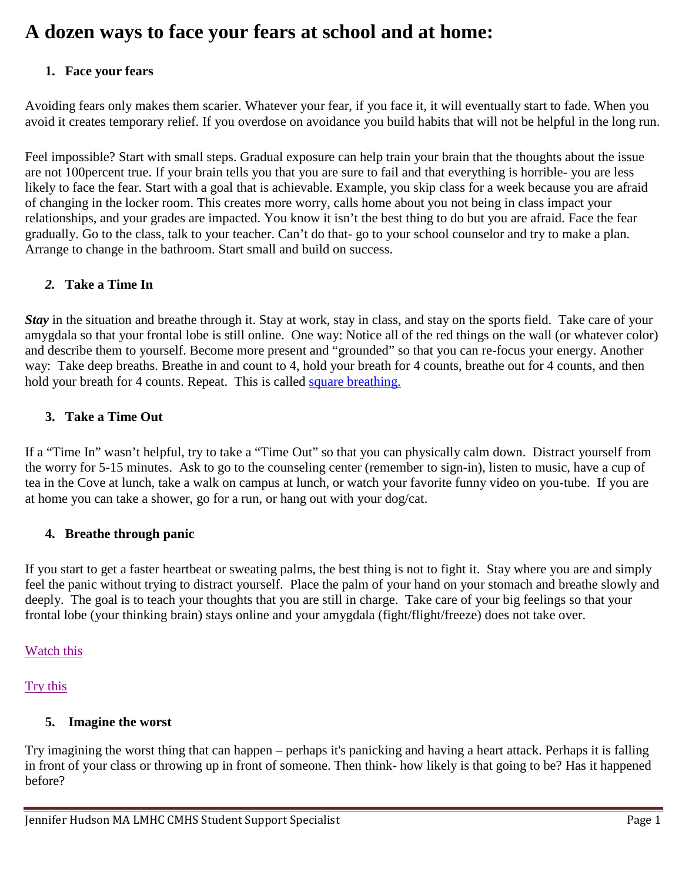# A dozen ways to face your fears at school and at home:

1. **Face your fears**

Avoiding fears only makes them scarier. Whatever your fear, if you face it, it will eventually start to fade. When you avoid it creates temporary relief. If you overdose on avoidance you build habits that will not be helpful in the long run.

Feel impossible? Start with small steps. Gradual exposure can help train your brain that the thoughts about the issue are not 100percent true. If your brain tells you that you are sure to fail and that everything is horrible- you are less likely to face the fear. Start with a goal that is achievable. Example, you skip class for a week because you are afraid of changing in the locker room. This creates more worry, calls home about you not being in class impact your relationships, and your grades are impacted. You know it isn't the best thing to do but you are afraid. Face the fear gradually. Go to the class, talk to your teacher. Can't do that- go to your school counselor and try to make a plan. Arrange to change in the bathroom. Start small and build on success.

2. **Take a Time In**

***Stay*** in the situation and breathe through it. Stay at work, stay in class, and stay on the sports field. Take care of your amygdala so that your frontal lobe is still online. One way: Notice all of the red things on the wall (or whatever color) and describe them to yourself. Become more present and "grounded" so that you can re-focus your energy. Another way: Take deep breaths. Breathe in and count to 4, hold your breath for 4 counts, breathe out for 4 counts, and then hold your breath for 4 counts. Repeat. This is called square breathing.

3. **Take a Time Out**

If a "Time In" wasn't helpful, try to take a "Time Out" so that you can physically calm down. Distract yourself from the worry for 5-15 minutes. Ask to go to the counseling center (remember to sign-in), listen to music, have a cup of tea in the Cove at lunch, take a walk on campus at lunch, or watch your favorite funny video on you-tube. If you are at home you can take a shower, go for a run, or hang out with your dog/cat.

4. **Breathe through panic**

If you start to get a faster heartbeat or sweating palms, the best thing is not to fight it. Stay where you are and simply feel the panic without trying to distract yourself. Place the palm of your hand on your stomach and breathe slowly and deeply. The goal is to teach your thoughts that you are still in charge. Take care of your big feelings so that your frontal lobe (your thinking brain) stays online and your amygdala (fight/flight/freeze) does not take over.

Watch this

Try this

5. **Imagine the worst**

Try imagining the worst thing that can happen – perhaps it's panicking and having a heart attack. Perhaps it is falling in front of your class or throwing up in front of someone. Then think- how likely is that going to be? Has it happened before?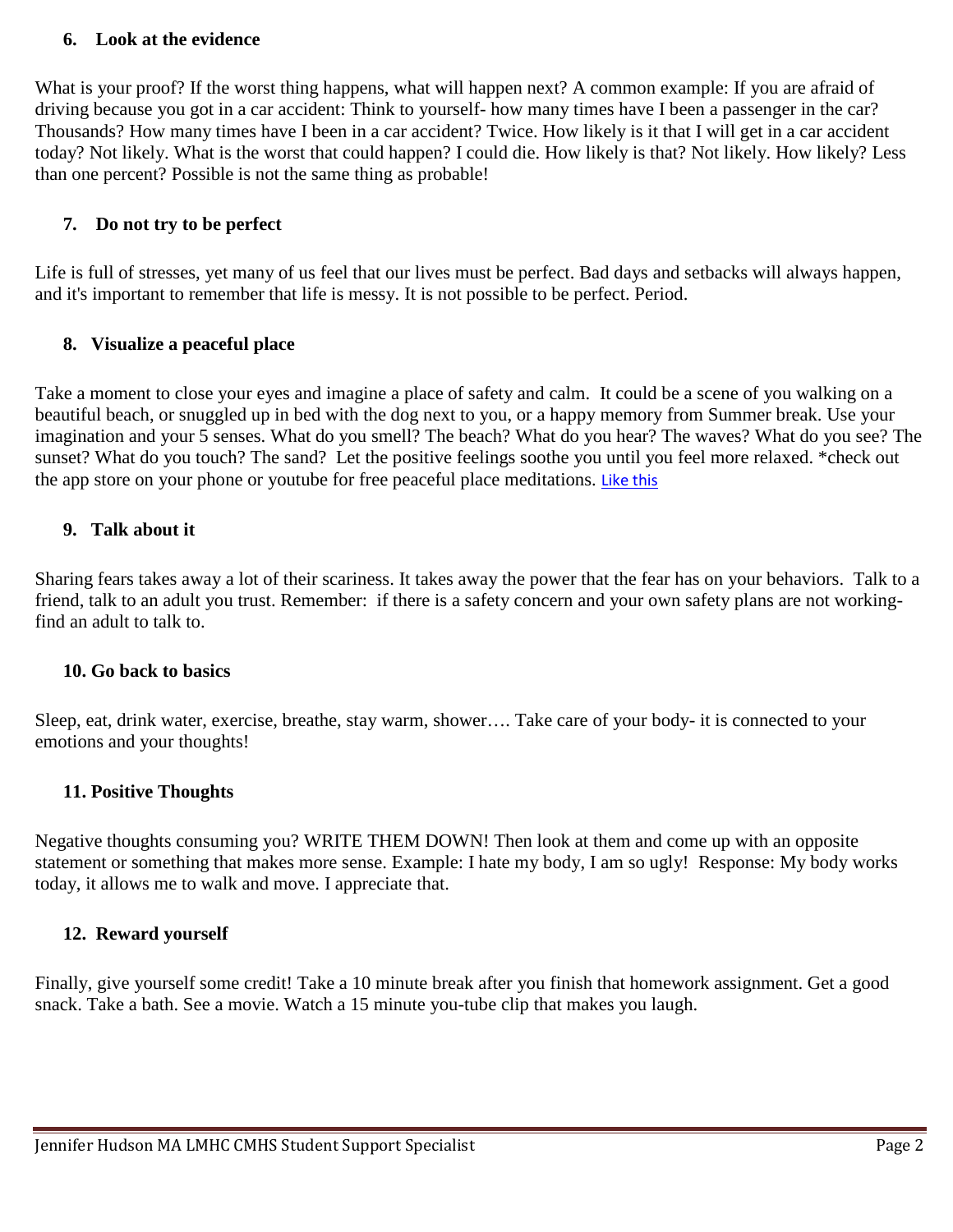### 6. Look at the evidence

What is your proof? If the worst thing happens, what will happen next? A common example: If you are afraid of driving because you got in a car accident: Think to yourself- how many times have I been a passenger in the car? Thousands? How many times have I been in a car accident? Twice. How likely is it that I will get in a car accident today? Not likely. What is the worst that could happen? I could die. How likely is that? Not likely. How likely? Less than one percent? Possible is not the same thing as probable!

### 7. Do not try to be perfect

Life is full of stresses, yet many of us feel that our lives must be perfect. Bad days and setbacks will always happen, and it's important to remember that life is messy. It is not possible to be perfect. Period.

### 8. Visualize a peaceful place

Take a moment to close your eyes and imagine a place of safety and calm. It could be a scene of you walking on a beautiful beach, or snuggled up in bed with the dog next to you, or a happy memory from Summer break. Use your imagination and your 5 senses. What do you smell? The beach? What do you hear? The waves? What do you see? The sunset? What do you touch? The sand? Let the positive feelings soothe you until you feel more relaxed. *check out the app store on your phone or youtube for free peaceful place meditations. Like this

### 9. Talk about it

Sharing fears takes away a lot of their scariness. It takes away the power that the fear has on your behaviors. Talk to a friend, talk to an adult you trust. Remember: if there is a safety concern and your own safety plans are not working- find an adult to talk to.

### 10. Go back to basics

Sleep, eat, drink water, exercise, breathe, stay warm, shower…. Take care of your body- it is connected to your emotions and your thoughts!

### 11. Positive Thoughts

Negative thoughts consuming you? WRITE THEM DOWN! Then look at them and come up with an opposite statement or something that makes more sense. Example: I hate my body, I am so ugly! Response: My body works today, it allows me to walk and move. I appreciate that.

### 12. Reward yourself

Finally, give yourself some credit! Take a 10 minute break after you finish that homework assignment. Get a good snack. Take a bath. See a movie. Watch a 15 minute you-tube clip that makes you laugh.